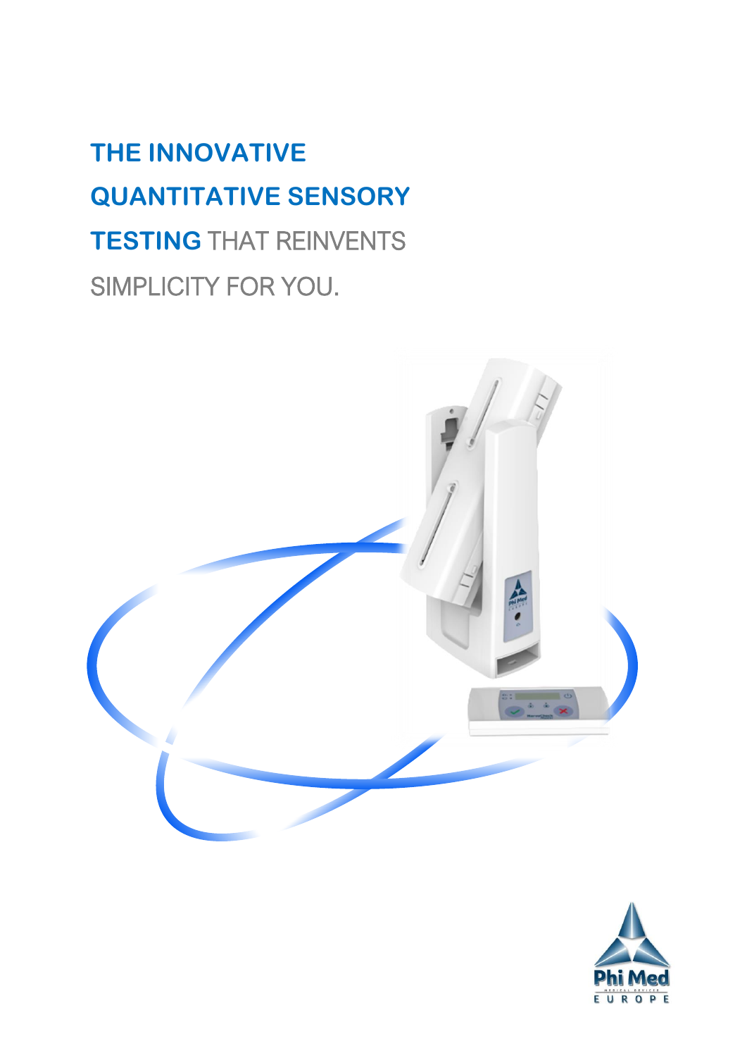# **THE INNOVATIVE QUANTITATIVE SENSORY TESTING** THAT REINVENTS SIMPLICITY FOR YOU.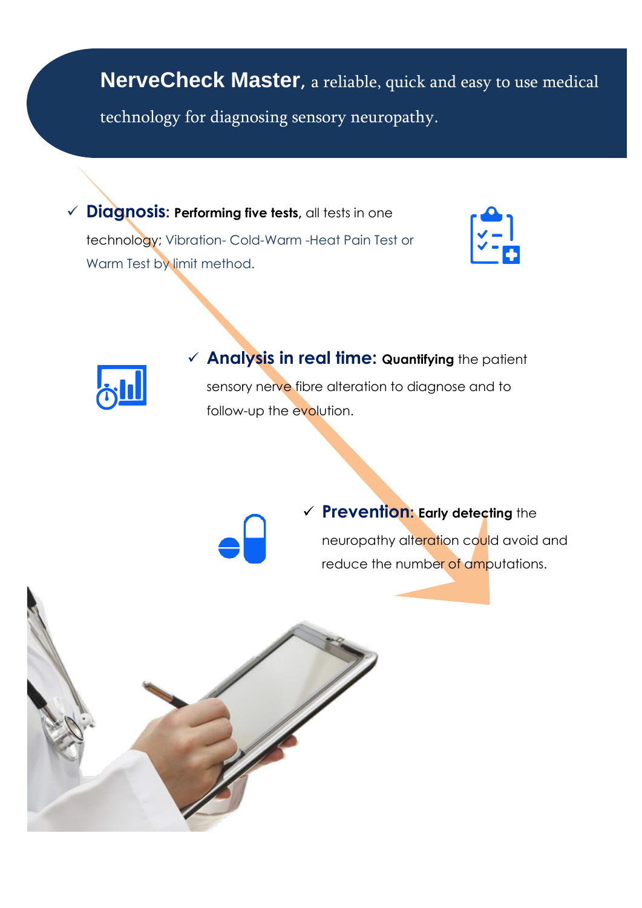**NerveCheck Master**, a reliable, quick and easy to use medical technology for diagnosing sensory neuropathy.

- ✓ **Diagnosis**: **Performing five tests,** all tests in one technology; Vibration- Cold-Warm -Heat Pain Test or Warm Test by limit method.

- ✓ **Analysis in real time:** **Quantifying** the patient sensory nerve fibre alteration to diagnose and to follow-up the evolution.

- ✓ **Prevention:** **Early detecting** the neuropathy alteration could avoid and reduce the number of amputations.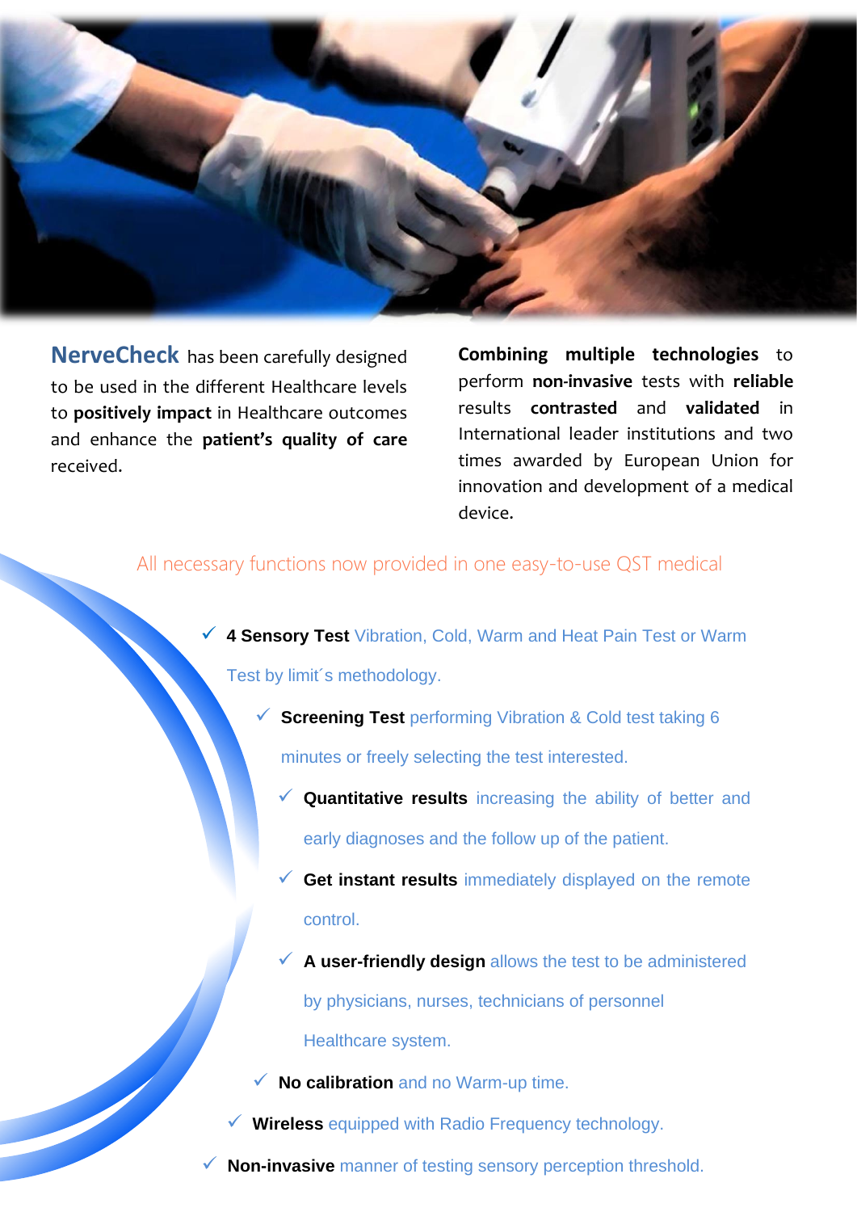**NerveCheck** has been carefully designed to be used in the different Healthcare levels to **positively impact** in Healthcare outcomes and enhance the **patient's quality of care** received.

**Combining multiple technologies** to perform **non-invasive** tests with **reliable** results **contrasted** and **validated** in International leader institutions and two times awarded by European Union for innovation and development of a medical device.

All necessary functions now provided in one easy-to-use QST medical

- **4 Sensory Test** Vibration, Cold, Warm and Heat Pain Test or Warm Test by limit´s methodology.
- **Screening Test** performing Vibration & Cold test taking 6 minutes or freely selecting the test interested.
- **Quantitative results** increasing the ability of better and early diagnoses and the follow up of the patient.
- **Get instant results** immediately displayed on the remote control.
- **A user-friendly design** allows the test to be administered by physicians, nurses, technicians of personnel Healthcare system.
- **No calibration** and no Warm-up time.
- **Wireless** equipped with Radio Frequency technology.
- **Non-invasive** manner of testing sensory perception threshold.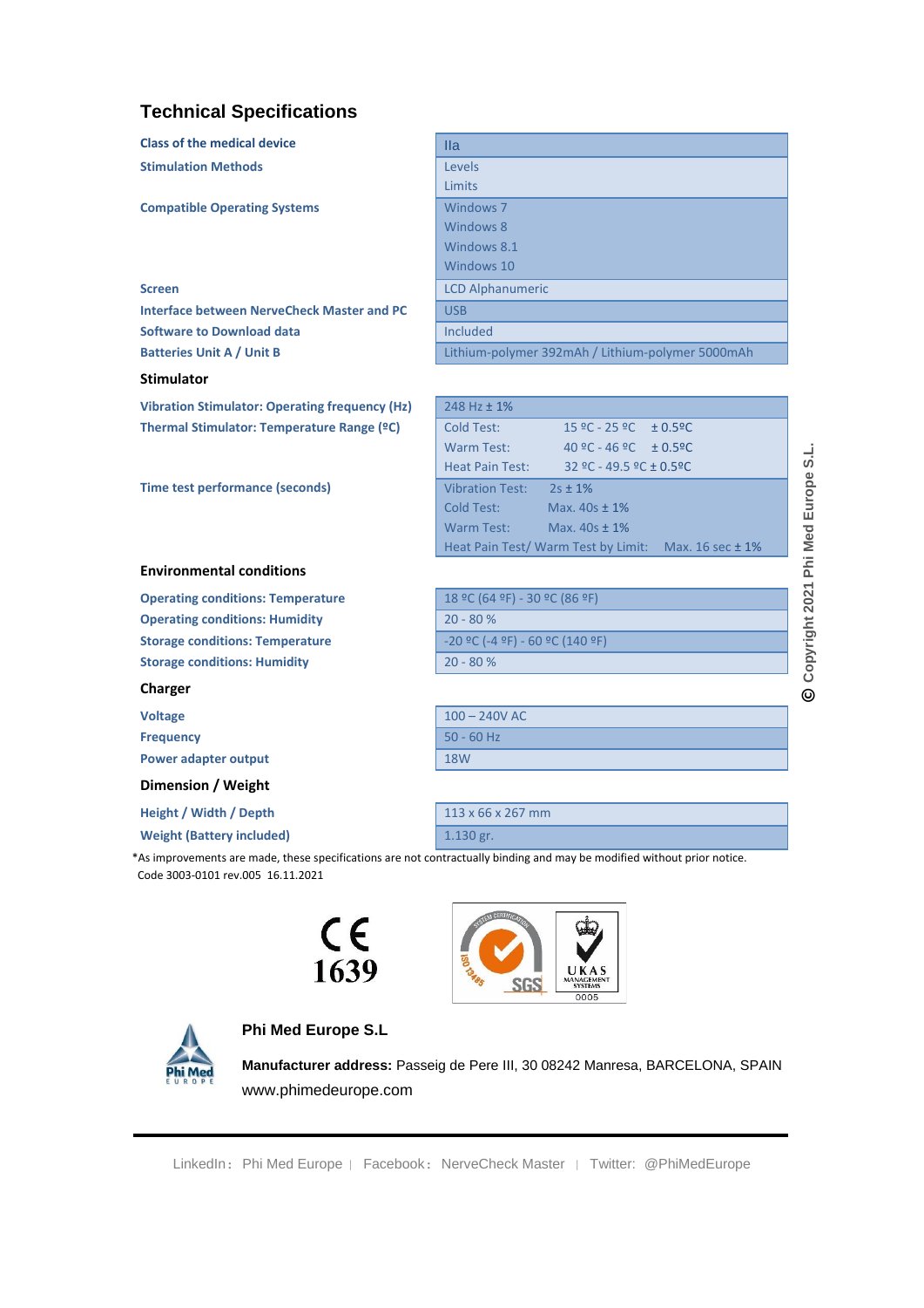## Technical Specifications

| | |
|---|---|
| Class of the medical device | IIa |
| Stimulation Methods | Levels<br>Limits |
| Compatible Operating Systems | Windows 7<br>Windows 8<br>Windows 8.1<br>Windows 10 |
| Screen | LCD Alphanumeric |
| Interface between NerveCheck Master and PC | USB |
| Software to Download data | Included |
| Batteries Unit A / Unit B | Lithium-polymer 392mAh / Lithium-polymer 5000mAh |

### Stimulator

| | |
|---|---|
| Vibration Stimulator: Operating frequency (Hz) | 248 Hz ± 1% |
| Thermal Stimulator: Temperature Range (ºC) | Cold Test: 15 ºC - 25 ºC ± 0.5ºC<br>Warm Test: 40 ºC - 46 ºC ± 0.5ºC<br>Heat Pain Test: 32 ºC - 49.5 ºC ± 0.5ºC |
| Time test performance (seconds) | Vibration Test: 2s ± 1%<br>Cold Test: Max. 40s ± 1%<br>Warm Test: Max. 40s ± 1%<br>Heat Pain Test/ Warm Test by Limit: Max. 16 sec ± 1% |

### Environmental conditions

| | |
|---|---|
| Operating conditions: Temperature | 18 ºC (64 ºF) - 30 ºC (86 ºF) |
| Operating conditions: Humidity | 20 - 80 % |
| Storage conditions: Temperature | -20 ºC (-4 ºF) - 60 ºC (140 ºF) |
| Storage conditions: Humidity | 20 - 80 % |

### Charger

| | |
|---|---|
| Voltage | 100 – 240V AC |
| Frequency | 50 - 60 Hz |
| Power adapter output | 18W |

### Dimension / Weight

| | |
|---|---|
| Height / Width / Depth | 113 x 66 x 267 mm |
| Weight (Battery included) | 1.130 gr. |

*As improvements are made, these specifications are not contractually binding and may be modified without prior notice.
Code 3003-0101 rev.005 16.11.2021

CE 1639

ISO 13485 SGS — UKAS Management Systems 0005

**Phi Med Europe S.L**

**Manufacturer address:** Passeig de Pere III, 30 08242 Manresa, BARCELONA, SPAIN
www.phimedeurope.com

© Copyright 2021 Phi Med Europe S.L.

LinkedIn: Phi Med Europe | Facebook: NerveCheck Master | Twitter: @PhiMedEurope